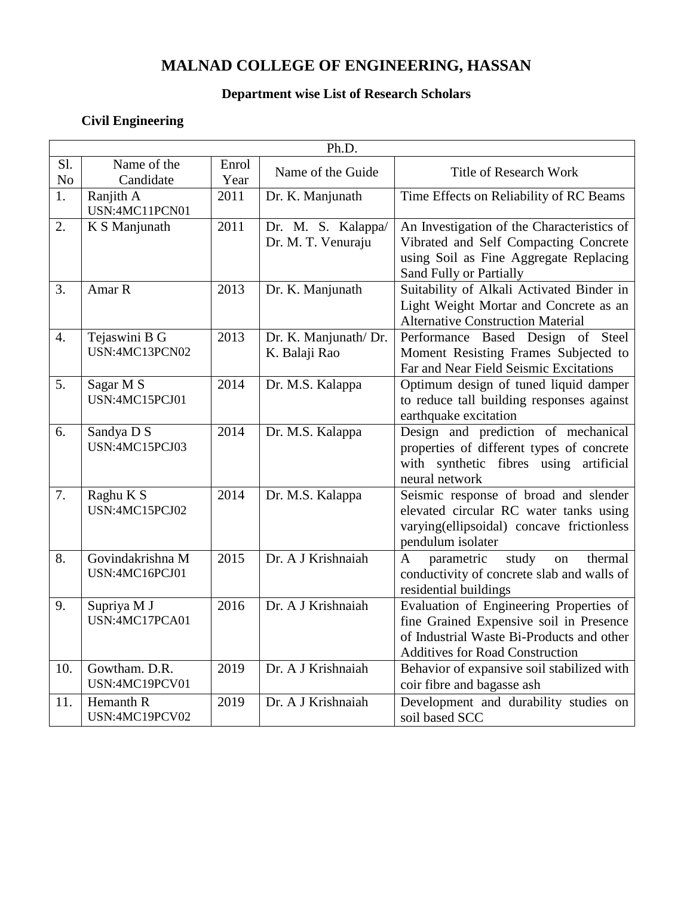# MALNAD COLLEGE OF ENGINEERING, HASSAN

## Department wise List of Research Scholars

### Civil Engineering

| Ph.D. | | | | |
|---|---|---|---|---|
| Sl. No | Name of the Candidate | Enrol Year | Name of the Guide | Title of Research Work |
| 1. | Ranjith A<br>USN:4MC11PCN01 | 2011 | Dr. K. Manjunath | Time Effects on Reliability of RC Beams |
| 2. | K S Manjunath | 2011 | Dr. M. S. Kalappa/ Dr. M. T. Venuraju | An Investigation of the Characteristics of Vibrated and Self Compacting Concrete using Soil as Fine Aggregate Replacing Sand Fully or Partially |
| 3. | Amar R | 2013 | Dr. K. Manjunath | Suitability of Alkali Activated Binder in Light Weight Mortar and Concrete as an Alternative Construction Material |
| 4. | Tejaswini B G<br>USN:4MC13PCN02 | 2013 | Dr. K. Manjunath/ Dr. K. Balaji Rao | Performance Based Design of Steel Moment Resisting Frames Subjected to Far and Near Field Seismic Excitations |
| 5. | Sagar M S<br>USN:4MC15PCJ01 | 2014 | Dr. M.S. Kalappa | Optimum design of tuned liquid damper to reduce tall building responses against earthquake excitation |
| 6. | Sandya D S<br>USN:4MC15PCJ03 | 2014 | Dr. M.S. Kalappa | Design and prediction of mechanical properties of different types of concrete with synthetic fibres using artificial neural network |
| 7. | Raghu K S<br>USN:4MC15PCJ02 | 2014 | Dr. M.S. Kalappa | Seismic response of broad and slender elevated circular RC water tanks using varying(ellipsoidal) concave frictionless pendulum isolater |
| 8. | Govindakrishna M<br>USN:4MC16PCJ01 | 2015 | Dr. A J Krishnaiah | A parametric study on thermal conductivity of concrete slab and walls of residential buildings |
| 9. | Supriya M J<br>USN:4MC17PCA01 | 2016 | Dr. A J Krishnaiah | Evaluation of Engineering Properties of fine Grained Expensive soil in Presence of Industrial Waste Bi-Products and other Additives for Road Construction |
| 10. | Gowtham. D.R.<br>USN:4MC19PCV01 | 2019 | Dr. A J Krishnaiah | Behavior of expansive soil stabilized with coir fibre and bagasse ash |
| 11. | Hemanth R<br>USN:4MC19PCV02 | 2019 | Dr. A J Krishnaiah | Development and durability studies on soil based SCC |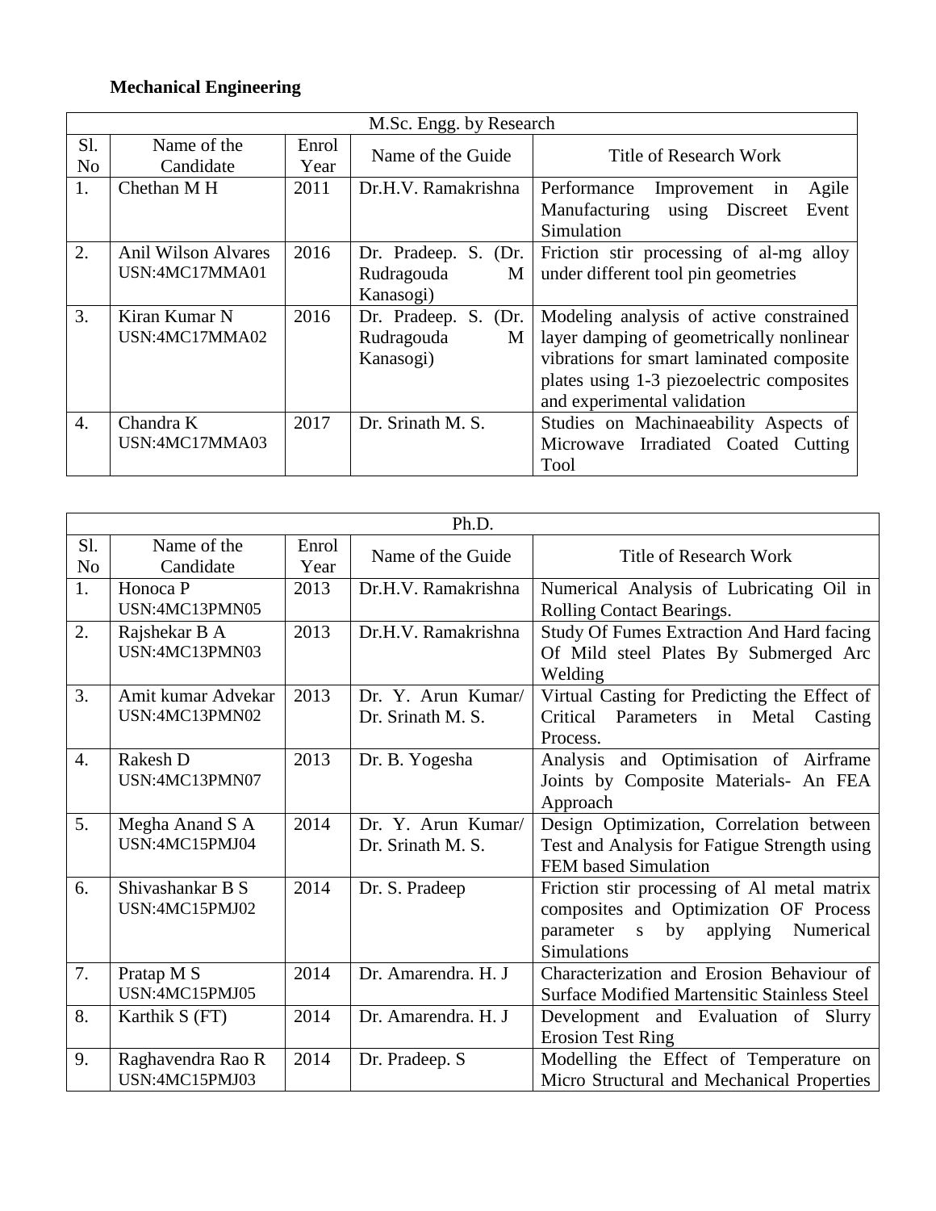**Mechanical Engineering**

| M.Sc. Engg. by Research | | | | |
|---|---|---|---|---|
| Sl. No | Name of the Candidate | Enrol Year | Name of the Guide | Title of Research Work |
| 1. | Chethan M H | 2011 | Dr.H.V. Ramakrishna | Performance Improvement in Agile Manufacturing using Discreet Event Simulation |
| 2. | Anil Wilson Alvares USN:4MC17MMA01 | 2016 | Dr. Pradeep. S. (Dr. Rudragouda M Kanasogi) | Friction stir processing of al-mg alloy under different tool pin geometries |
| 3. | Kiran Kumar N USN:4MC17MMA02 | 2016 | Dr. Pradeep. S. (Dr. Rudragouda M Kanasogi) | Modeling analysis of active constrained layer damping of geometrically nonlinear vibrations for smart laminated composite plates using 1-3 piezoelectric composites and experimental validation |
| 4. | Chandra K USN:4MC17MMA03 | 2017 | Dr. Srinath M. S. | Studies on Machinaeability Aspects of Microwave Irradiated Coated Cutting Tool |

| Ph.D. | | | | |
|---|---|---|---|---|
| Sl. No | Name of the Candidate | Enrol Year | Name of the Guide | Title of Research Work |
| 1. | Honoca P USN:4MC13PMN05 | 2013 | Dr.H.V. Ramakrishna | Numerical Analysis of Lubricating Oil in Rolling Contact Bearings. |
| 2. | Rajshekar B A USN:4MC13PMN03 | 2013 | Dr.H.V. Ramakrishna | Study Of Fumes Extraction And Hard facing Of Mild steel Plates By Submerged Arc Welding |
| 3. | Amit kumar Advekar USN:4MC13PMN02 | 2013 | Dr. Y. Arun Kumar/ Dr. Srinath M. S. | Virtual Casting for Predicting the Effect of Critical Parameters in Metal Casting Process. |
| 4. | Rakesh D USN:4MC13PMN07 | 2013 | Dr. B. Yogesha | Analysis and Optimisation of Airframe Joints by Composite Materials- An FEA Approach |
| 5. | Megha Anand S A USN:4MC15PMJ04 | 2014 | Dr. Y. Arun Kumar/ Dr. Srinath M. S. | Design Optimization, Correlation between Test and Analysis for Fatigue Strength using FEM based Simulation |
| 6. | Shivashankar B S USN:4MC15PMJ02 | 2014 | Dr. S. Pradeep | Friction stir processing of Al metal matrix composites and Optimization OF Process parameter s by applying Numerical Simulations |
| 7. | Pratap M S USN:4MC15PMJ05 | 2014 | Dr. Amarendra. H. J | Characterization and Erosion Behaviour of Surface Modified Martensitic Stainless Steel |
| 8. | Karthik S (FT) | 2014 | Dr. Amarendra. H. J | Development and Evaluation of Slurry Erosion Test Ring |
| 9. | Raghavendra Rao R USN:4MC15PMJ03 | 2014 | Dr. Pradeep. S | Modelling the Effect of Temperature on Micro Structural and Mechanical Properties |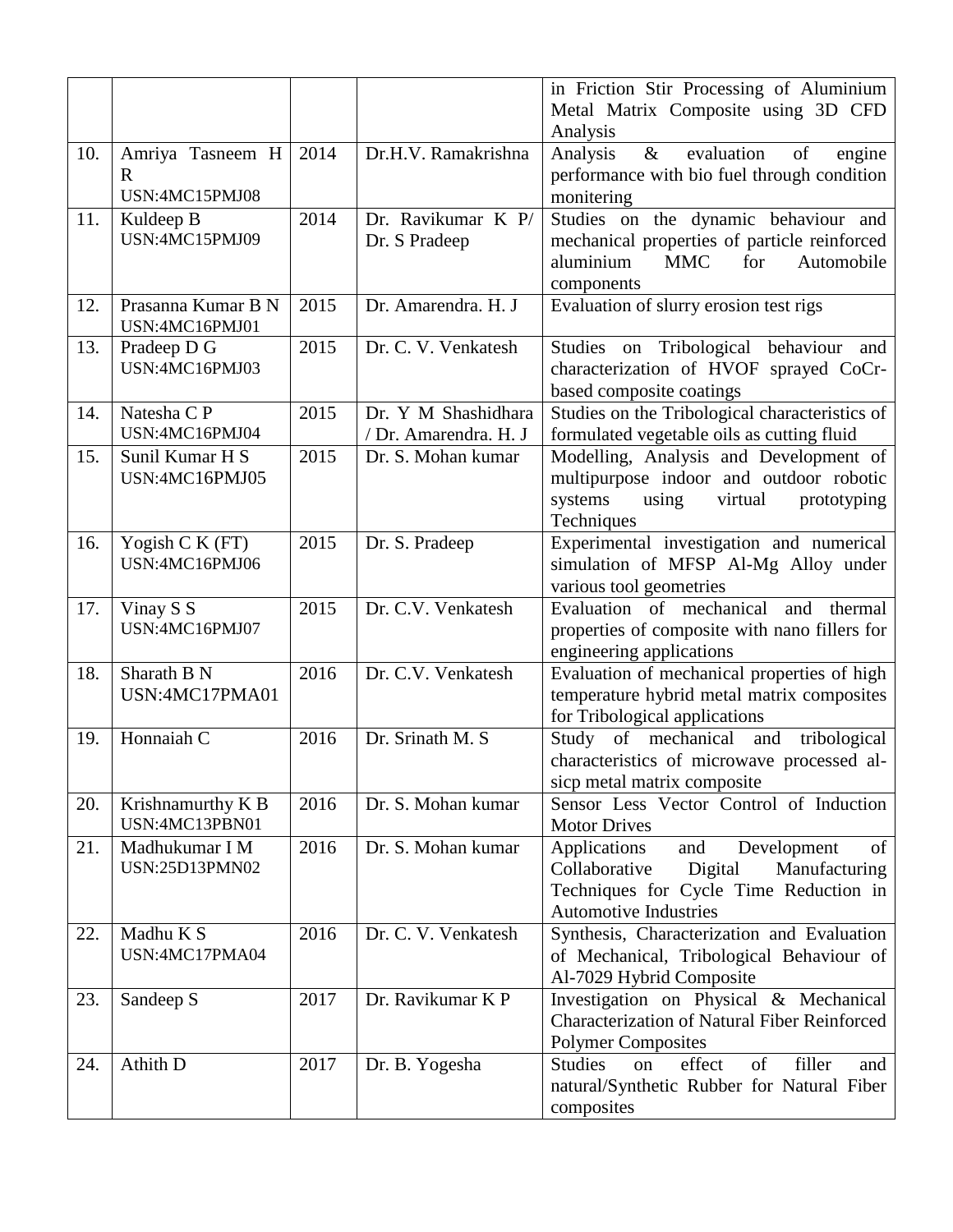|  |  |  |  | in Friction Stir Processing of Aluminium Metal Matrix Composite using 3D CFD Analysis |
|---|---|---|---|---|
| 10. | Amriya Tasneem H R USN:4MC15PMJ08 | 2014 | Dr.H.V. Ramakrishna | Analysis & evaluation of engine performance with bio fuel through condition monitering |
| 11. | Kuldeep B USN:4MC15PMJ09 | 2014 | Dr. Ravikumar K P/ Dr. S Pradeep | Studies on the dynamic behaviour and mechanical properties of particle reinforced aluminium MMC for Automobile components |
| 12. | Prasanna Kumar B N USN:4MC16PMJ01 | 2015 | Dr. Amarendra. H. J | Evaluation of slurry erosion test rigs |
| 13. | Pradeep D G USN:4MC16PMJ03 | 2015 | Dr. C. V. Venkatesh | Studies on Tribological behaviour and characterization of HVOF sprayed CoCr-based composite coatings |
| 14. | Natesha C P USN:4MC16PMJ04 | 2015 | Dr. Y M Shashidhara / Dr. Amarendra. H. J | Studies on the Tribological characteristics of formulated vegetable oils as cutting fluid |
| 15. | Sunil Kumar H S USN:4MC16PMJ05 | 2015 | Dr. S. Mohan kumar | Modelling, Analysis and Development of multipurpose indoor and outdoor robotic systems using virtual prototyping Techniques |
| 16. | Yogish C K (FT) USN:4MC16PMJ06 | 2015 | Dr. S. Pradeep | Experimental investigation and numerical simulation of MFSP Al-Mg Alloy under various tool geometries |
| 17. | Vinay S S USN:4MC16PMJ07 | 2015 | Dr. C.V. Venkatesh | Evaluation of mechanical and thermal properties of composite with nano fillers for engineering applications |
| 18. | Sharath B N USN:4MC17PMA01 | 2016 | Dr. C.V. Venkatesh | Evaluation of mechanical properties of high temperature hybrid metal matrix composites for Tribological applications |
| 19. | Honnaiah C | 2016 | Dr. Srinath M. S | Study of mechanical and tribological characteristics of microwave processed al-sicp metal matrix composite |
| 20. | Krishnamurthy K B USN:4MC13PBN01 | 2016 | Dr. S. Mohan kumar | Sensor Less Vector Control of Induction Motor Drives |
| 21. | Madhukumar I M USN:25D13PMN02 | 2016 | Dr. S. Mohan kumar | Applications and Development of Collaborative Digital Manufacturing Techniques for Cycle Time Reduction in Automotive Industries |
| 22. | Madhu K S USN:4MC17PMA04 | 2016 | Dr. C. V. Venkatesh | Synthesis, Characterization and Evaluation of Mechanical, Tribological Behaviour of Al-7029 Hybrid Composite |
| 23. | Sandeep S | 2017 | Dr. Ravikumar K P | Investigation on Physical & Mechanical Characterization of Natural Fiber Reinforced Polymer Composites |
| 24. | Athith D | 2017 | Dr. B. Yogesha | Studies on effect of filler and natural/Synthetic Rubber for Natural Fiber composites |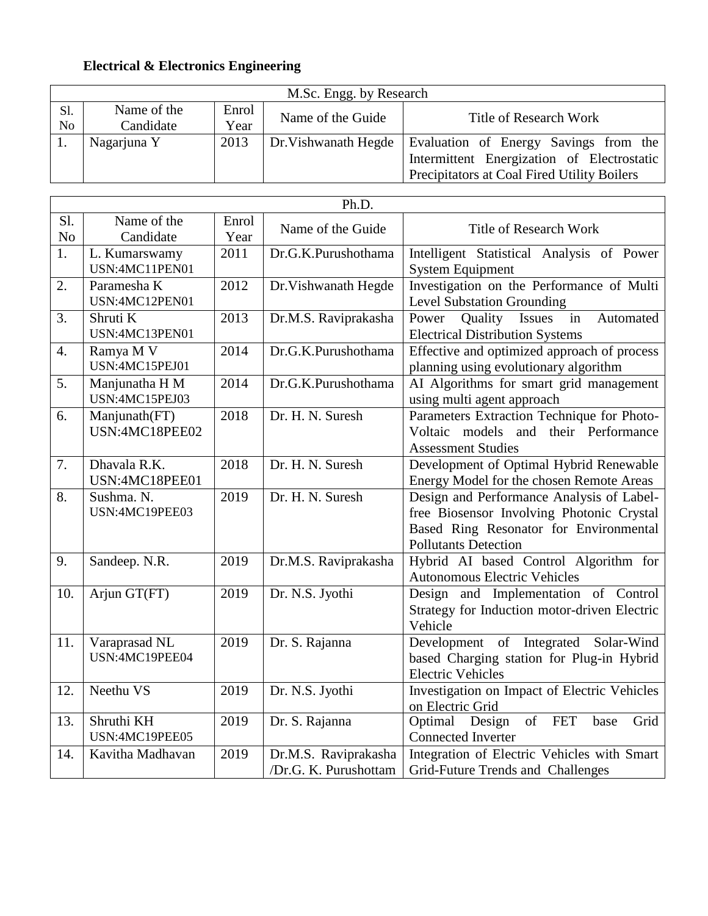**Electrical & Electronics Engineering**

| M.Sc. Engg. by Research | | | | |
|---|---|---|---|---|
| Sl. No | Name of the Candidate | Enrol Year | Name of the Guide | Title of Research Work |
| 1. | Nagarjuna Y | 2013 | Dr.Vishwanath Hegde | Evaluation of Energy Savings from the Intermittent Energization of Electrostatic Precipitators at Coal Fired Utility Boilers |

| Ph.D. | | | | |
|---|---|---|---|---|
| Sl. No | Name of the Candidate | Enrol Year | Name of the Guide | Title of Research Work |
| 1. | L. Kumarswamy USN:4MC11PEN01 | 2011 | Dr.G.K.Purushothama | Intelligent Statistical Analysis of Power System Equipment |
| 2. | Paramesha K USN:4MC12PEN01 | 2012 | Dr.Vishwanath Hegde | Investigation on the Performance of Multi Level Substation Grounding |
| 3. | Shruti K USN:4MC13PEN01 | 2013 | Dr.M.S. Raviprakasha | Power Quality Issues in Automated Electrical Distribution Systems |
| 4. | Ramya M V USN:4MC15PEJ01 | 2014 | Dr.G.K.Purushothama | Effective and optimized approach of process planning using evolutionary algorithm |
| 5. | Manjunatha H M USN:4MC15PEJ03 | 2014 | Dr.G.K.Purushothama | AI Algorithms for smart grid management using multi agent approach |
| 6. | Manjunath(FT) USN:4MC18PEE02 | 2018 | Dr. H. N. Suresh | Parameters Extraction Technique for Photo-Voltaic models and their Performance Assessment Studies |
| 7. | Dhavala R.K. USN:4MC18PEE01 | 2018 | Dr. H. N. Suresh | Development of Optimal Hybrid Renewable Energy Model for the chosen Remote Areas |
| 8. | Sushma. N. USN:4MC19PEE03 | 2019 | Dr. H. N. Suresh | Design and Performance Analysis of Label-free Biosensor Involving Photonic Crystal Based Ring Resonator for Environmental Pollutants Detection |
| 9. | Sandeep. N.R. | 2019 | Dr.M.S. Raviprakasha | Hybrid AI based Control Algorithm for Autonomous Electric Vehicles |
| 10. | Arjun GT(FT) | 2019 | Dr. N.S. Jyothi | Design and Implementation of Control Strategy for Induction motor-driven Electric Vehicle |
| 11. | Varaprasad NL USN:4MC19PEE04 | 2019 | Dr. S. Rajanna | Development of Integrated Solar-Wind based Charging station for Plug-in Hybrid Electric Vehicles |
| 12. | Neethu VS | 2019 | Dr. N.S. Jyothi | Investigation on Impact of Electric Vehicles on Electric Grid |
| 13. | Shruthi KH USN:4MC19PEE05 | 2019 | Dr. S. Rajanna | Optimal Design of FET base Grid Connected Inverter |
| 14. | Kavitha Madhavan | 2019 | Dr.M.S. Raviprakasha /Dr.G. K. Purushottam | Integration of Electric Vehicles with Smart Grid-Future Trends and Challenges |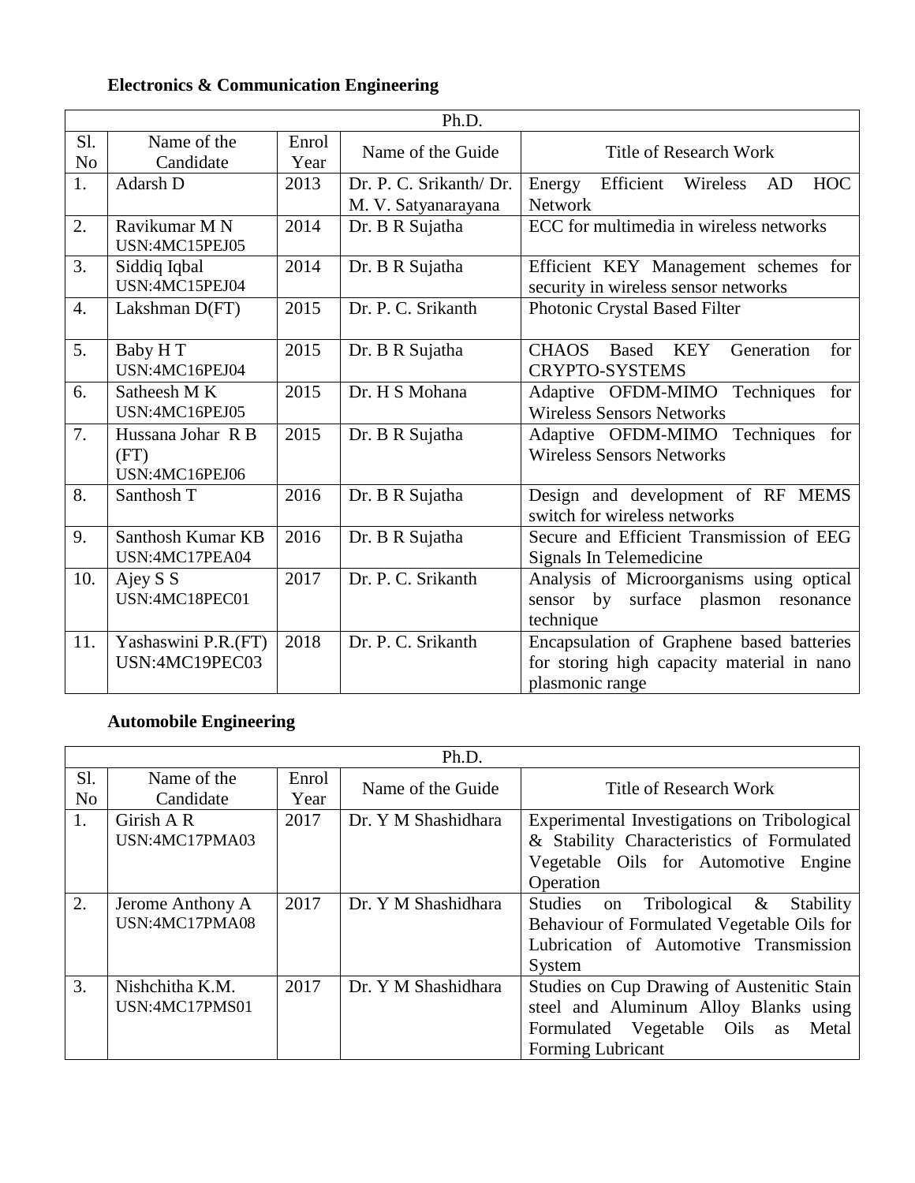### Electronics & Communication Engineering

| Ph.D. | | | | |
|---|---|---|---|---|
| Sl. No | Name of the Candidate | Enrol Year | Name of the Guide | Title of Research Work |
| 1. | Adarsh D | 2013 | Dr. P. C. Srikanth/ Dr. M. V. Satyanarayana | Energy Efficient Wireless AD HOC Network |
| 2. | Ravikumar M N USN:4MC15PEJ05 | 2014 | Dr. B R Sujatha | ECC for multimedia in wireless networks |
| 3. | Siddiq Iqbal USN:4MC15PEJ04 | 2014 | Dr. B R Sujatha | Efficient KEY Management schemes for security in wireless sensor networks |
| 4. | Lakshman D(FT) | 2015 | Dr. P. C. Srikanth | Photonic Crystal Based Filter |
| 5. | Baby H T USN:4MC16PEJ04 | 2015 | Dr. B R Sujatha | CHAOS Based KEY Generation for CRYPTO-SYSTEMS |
| 6. | Satheesh M K USN:4MC16PEJ05 | 2015 | Dr. H S Mohana | Adaptive OFDM-MIMO Techniques for Wireless Sensors Networks |
| 7. | Hussana Johar R B (FT) USN:4MC16PEJ06 | 2015 | Dr. B R Sujatha | Adaptive OFDM-MIMO Techniques for Wireless Sensors Networks |
| 8. | Santhosh T | 2016 | Dr. B R Sujatha | Design and development of RF MEMS switch for wireless networks |
| 9. | Santhosh Kumar KB USN:4MC17PEA04 | 2016 | Dr. B R Sujatha | Secure and Efficient Transmission of EEG Signals In Telemedicine |
| 10. | Ajey S S USN:4MC18PEC01 | 2017 | Dr. P. C. Srikanth | Analysis of Microorganisms using optical sensor by surface plasmon resonance technique |
| 11. | Yashaswini P.R.(FT) USN:4MC19PEC03 | 2018 | Dr. P. C. Srikanth | Encapsulation of Graphene based batteries for storing high capacity material in nano plasmonic range |

### Automobile Engineering

| Ph.D. | | | | |
|---|---|---|---|---|
| Sl. No | Name of the Candidate | Enrol Year | Name of the Guide | Title of Research Work |
| 1. | Girish A R USN:4MC17PMA03 | 2017 | Dr. Y M Shashidhara | Experimental Investigations on Tribological & Stability Characteristics of Formulated Vegetable Oils for Automotive Engine Operation |
| 2. | Jerome Anthony A USN:4MC17PMA08 | 2017 | Dr. Y M Shashidhara | Studies on Tribological & Stability Behaviour of Formulated Vegetable Oils for Lubrication of Automotive Transmission System |
| 3. | Nishchitha K.M. USN:4MC17PMS01 | 2017 | Dr. Y M Shashidhara | Studies on Cup Drawing of Austenitic Stain steel and Aluminum Alloy Blanks using Formulated Vegetable Oils as Metal Forming Lubricant |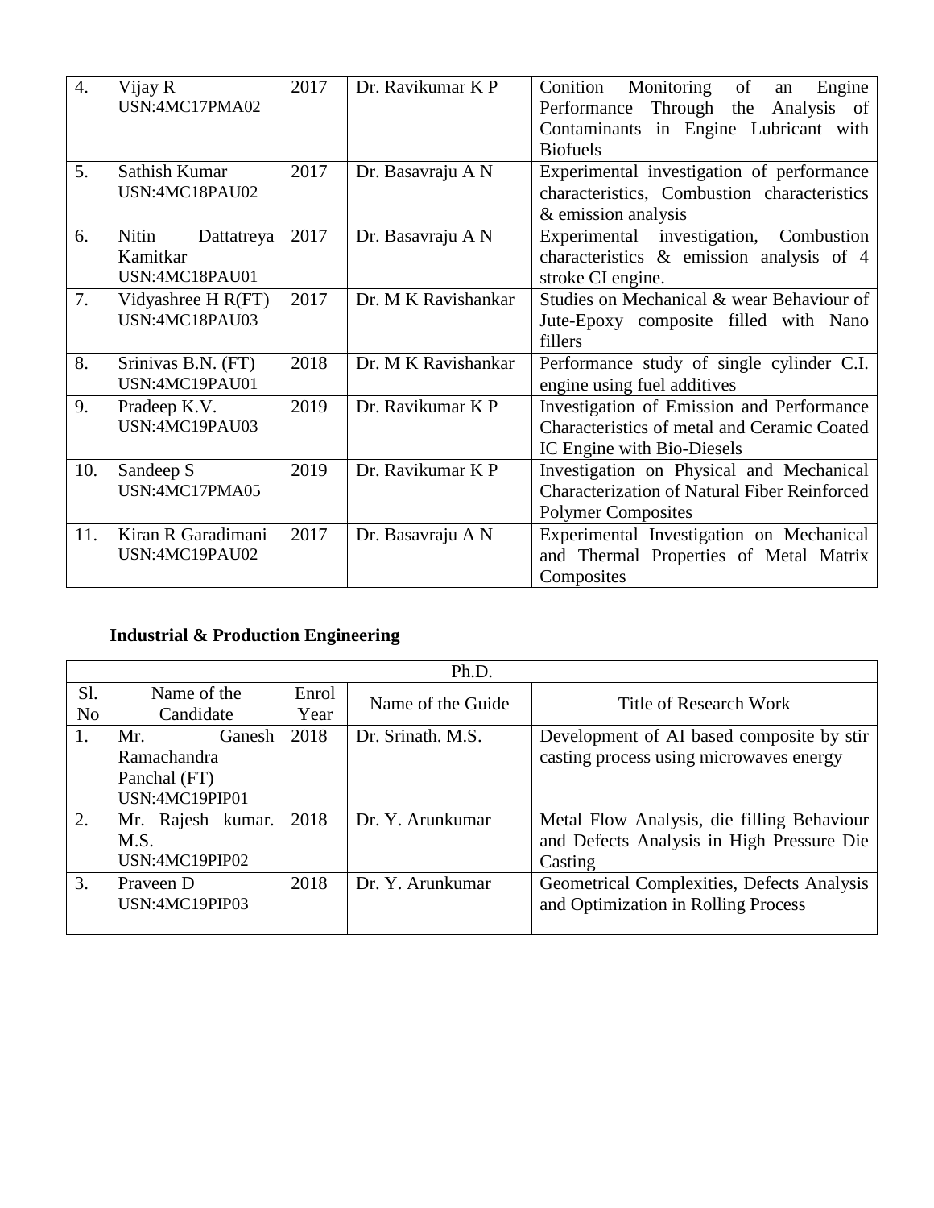| 4. | Vijay R USN:4MC17PMA02 | 2017 | Dr. Ravikumar K P | Conition Monitoring of an Engine Performance Through the Analysis of Contaminants in Engine Lubricant with Biofuels |
|---|---|---|---|---|
| 5. | Sathish Kumar USN:4MC18PAU02 | 2017 | Dr. Basavraju A N | Experimental investigation of performance characteristics, Combustion characteristics & emission analysis |
| 6. | Nitin Dattatreya Kamitkar USN:4MC18PAU01 | 2017 | Dr. Basavraju A N | Experimental investigation, Combustion characteristics & emission analysis of 4 stroke CI engine. |
| 7. | Vidyashree H R(FT) USN:4MC18PAU03 | 2017 | Dr. M K Ravishankar | Studies on Mechanical & wear Behaviour of Jute-Epoxy composite filled with Nano fillers |
| 8. | Srinivas B.N. (FT) USN:4MC19PAU01 | 2018 | Dr. M K Ravishankar | Performance study of single cylinder C.I. engine using fuel additives |
| 9. | Pradeep K.V. USN:4MC19PAU03 | 2019 | Dr. Ravikumar K P | Investigation of Emission and Performance Characteristics of metal and Ceramic Coated IC Engine with Bio-Diesels |
| 10. | Sandeep S USN:4MC17PMA05 | 2019 | Dr. Ravikumar K P | Investigation on Physical and Mechanical Characterization of Natural Fiber Reinforced Polymer Composites |
| 11. | Kiran R Garadimani USN:4MC19PAU02 | 2017 | Dr. Basavraju A N | Experimental Investigation on Mechanical and Thermal Properties of Metal Matrix Composites |

**Industrial & Production Engineering**

| Ph.D. | | | | |
|---|---|---|---|---|
| Sl. No | Name of the Candidate | Enrol Year | Name of the Guide | Title of Research Work |
| 1. | Mr. Ganesh Ramachandra Panchal (FT) USN:4MC19PIP01 | 2018 | Dr. Srinath. M.S. | Development of AI based composite by stir casting process using microwaves energy |
| 2. | Mr. Rajesh kumar. M.S. USN:4MC19PIP02 | 2018 | Dr. Y. Arunkumar | Metal Flow Analysis, die filling Behaviour and Defects Analysis in High Pressure Die Casting |
| 3. | Praveen D USN:4MC19PIP03 | 2018 | Dr. Y. Arunkumar | Geometrical Complexities, Defects Analysis and Optimization in Rolling Process |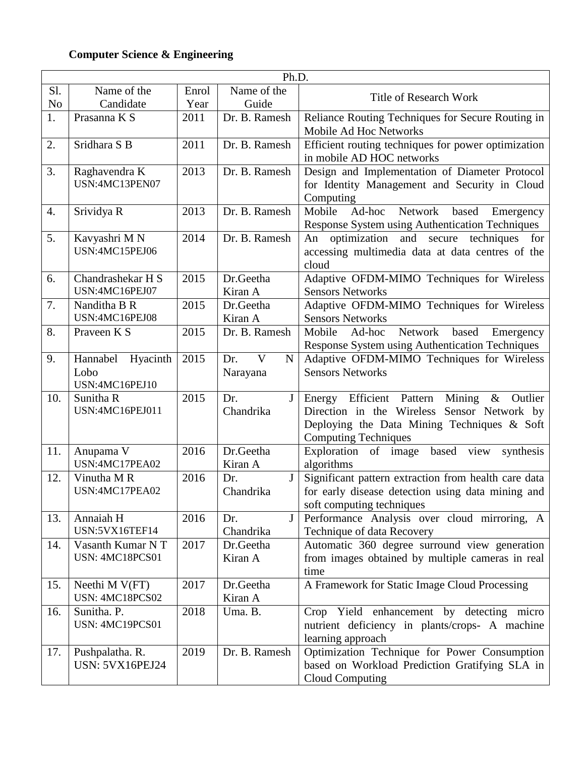**Computer Science & Engineering**

| Ph.D. | | | | |
|---|---|---|---|---|
| Sl. No | Name of the Candidate | Enrol Year | Name of the Guide | Title of Research Work |
| 1. | Prasanna K S | 2011 | Dr. B. Ramesh | Reliance Routing Techniques for Secure Routing in Mobile Ad Hoc Networks |
| 2. | Sridhara S B | 2011 | Dr. B. Ramesh | Efficient routing techniques for power optimization in mobile AD HOC networks |
| 3. | Raghavendra K USN:4MC13PEN07 | 2013 | Dr. B. Ramesh | Design and Implementation of Diameter Protocol for Identity Management and Security in Cloud Computing |
| 4. | Srividya R | 2013 | Dr. B. Ramesh | Mobile Ad-hoc Network based Emergency Response System using Authentication Techniques |
| 5. | Kavyashri M N USN:4MC15PEJ06 | 2014 | Dr. B. Ramesh | An optimization and secure techniques for accessing multimedia data at data centres of the cloud |
| 6. | Chandrashekar H S USN:4MC16PEJ07 | 2015 | Dr.Geetha Kiran A | Adaptive OFDM-MIMO Techniques for Wireless Sensors Networks |
| 7. | Nanditha B R USN:4MC16PEJ08 | 2015 | Dr.Geetha Kiran A | Adaptive OFDM-MIMO Techniques for Wireless Sensors Networks |
| 8. | Praveen K S | 2015 | Dr. B. Ramesh | Mobile Ad-hoc Network based Emergency Response System using Authentication Techniques |
| 9. | Hannabel Hyacinth Lobo USN:4MC16PEJ10 | 2015 | Dr. V N Narayana | Adaptive OFDM-MIMO Techniques for Wireless Sensors Networks |
| 10. | Sunitha R USN:4MC16PEJ011 | 2015 | Dr. J Chandrika | Energy Efficient Pattern Mining & Outlier Direction in the Wireless Sensor Network by Deploying the Data Mining Techniques & Soft Computing Techniques |
| 11. | Anupama V USN:4MC17PEA02 | 2016 | Dr.Geetha Kiran A | Exploration of image based view synthesis algorithms |
| 12. | Vinutha M R USN:4MC17PEA02 | 2016 | Dr. J Chandrika | Significant pattern extraction from health care data for early disease detection using data mining and soft computing techniques |
| 13. | Annaiah H USN:5VX16TEF14 | 2016 | Dr. J Chandrika | Performance Analysis over cloud mirroring, A Technique of data Recovery |
| 14. | Vasanth Kumar N T USN: 4MC18PCS01 | 2017 | Dr.Geetha Kiran A | Automatic 360 degree surround view generation from images obtained by multiple cameras in real time |
| 15. | Neethi M V(FT) USN: 4MC18PCS02 | 2017 | Dr.Geetha Kiran A | A Framework for Static Image Cloud Processing |
| 16. | Sunitha. P. USN: 4MC19PCS01 | 2018 | Uma. B. | Crop Yield enhancement by detecting micro nutrient deficiency in plants/crops- A machine learning approach |
| 17. | Pushpalatha. R. USN: 5VX16PEJ24 | 2019 | Dr. B. Ramesh | Optimization Technique for Power Consumption based on Workload Prediction Gratifying SLA in Cloud Computing |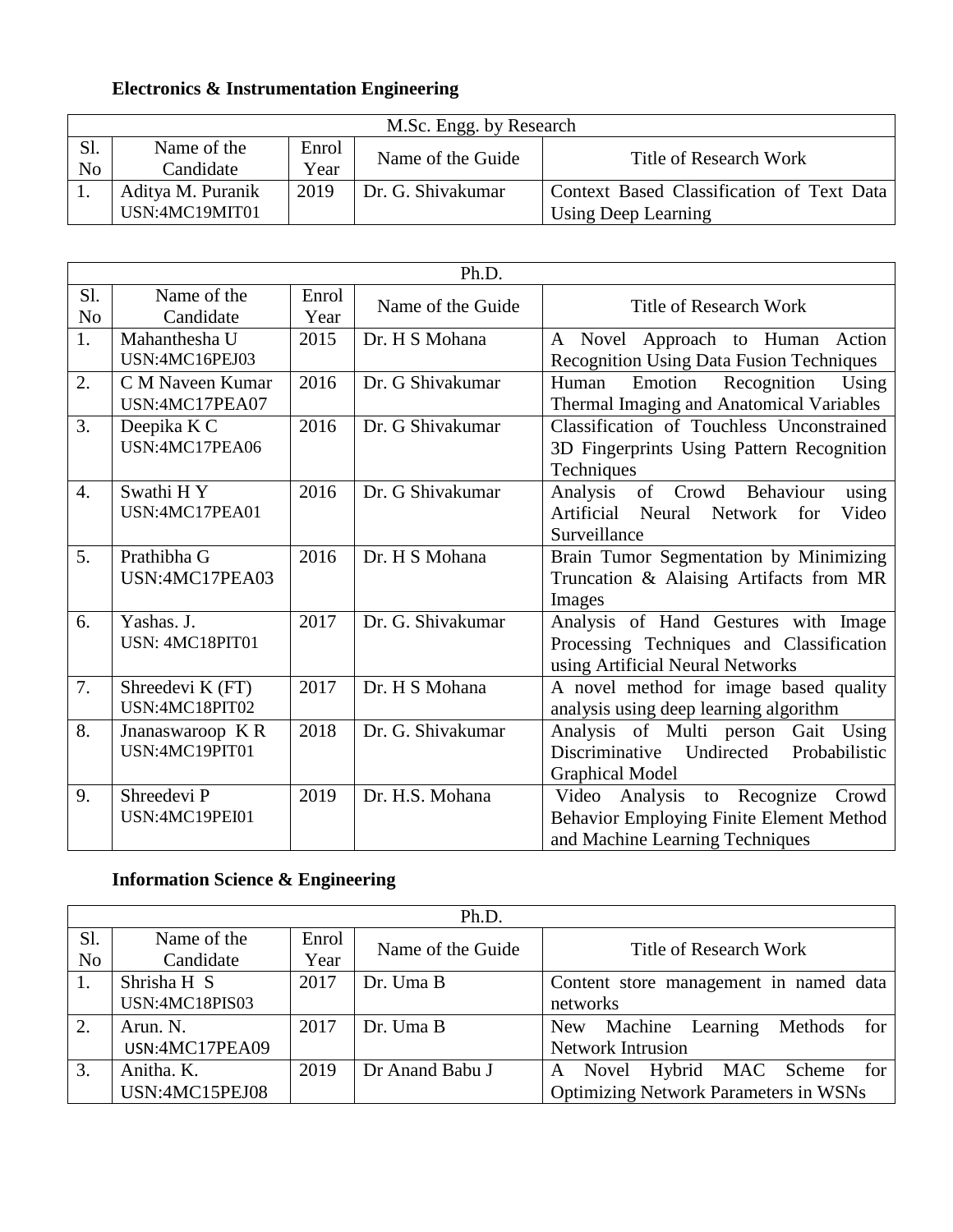**Electronics & Instrumentation Engineering**

| M.Sc. Engg. by Research | | | | |
|---|---|---|---|---|
| Sl. No | Name of the Candidate | Enrol Year | Name of the Guide | Title of Research Work |
| 1. | Aditya M. Puranik USN:4MC19MIT01 | 2019 | Dr. G. Shivakumar | Context Based Classification of Text Data Using Deep Learning |

| Ph.D. | | | | |
|---|---|---|---|---|
| Sl. No | Name of the Candidate | Enrol Year | Name of the Guide | Title of Research Work |
| 1. | Mahanthesha U USN:4MC16PEJ03 | 2015 | Dr. H S Mohana | A Novel Approach to Human Action Recognition Using Data Fusion Techniques |
| 2. | C M Naveen Kumar USN:4MC17PEA07 | 2016 | Dr. G Shivakumar | Human Emotion Recognition Using Thermal Imaging and Anatomical Variables |
| 3. | Deepika K C USN:4MC17PEA06 | 2016 | Dr. G Shivakumar | Classification of Touchless Unconstrained 3D Fingerprints Using Pattern Recognition Techniques |
| 4. | Swathi H Y USN:4MC17PEA01 | 2016 | Dr. G Shivakumar | Analysis of Crowd Behaviour using Artificial Neural Network for Video Surveillance |
| 5. | Prathibha G USN:4MC17PEA03 | 2016 | Dr. H S Mohana | Brain Tumor Segmentation by Minimizing Truncation & Alaising Artifacts from MR Images |
| 6. | Yashas. J. USN: 4MC18PIT01 | 2017 | Dr. G. Shivakumar | Analysis of Hand Gestures with Image Processing Techniques and Classification using Artificial Neural Networks |
| 7. | Shreedevi K (FT) USN:4MC18PIT02 | 2017 | Dr. H S Mohana | A novel method for image based quality analysis using deep learning algorithm |
| 8. | Jnanaswaroop K R USN:4MC19PIT01 | 2018 | Dr. G. Shivakumar | Analysis of Multi person Gait Using Discriminative Undirected Probabilistic Graphical Model |
| 9. | Shreedevi P USN:4MC19PEI01 | 2019 | Dr. H.S. Mohana | Video Analysis to Recognize Crowd Behavior Employing Finite Element Method and Machine Learning Techniques |

**Information Science & Engineering**

| Ph.D. | | | | |
|---|---|---|---|---|
| Sl. No | Name of the Candidate | Enrol Year | Name of the Guide | Title of Research Work |
| 1. | Shrisha H S USN:4MC18PIS03 | 2017 | Dr. Uma B | Content store management in named data networks |
| 2. | Arun. N. USN:4MC17PEA09 | 2017 | Dr. Uma B | New Machine Learning Methods for Network Intrusion |
| 3. | Anitha. K. USN:4MC15PEJ08 | 2019 | Dr Anand Babu J | A Novel Hybrid MAC Scheme for Optimizing Network Parameters in WSNs |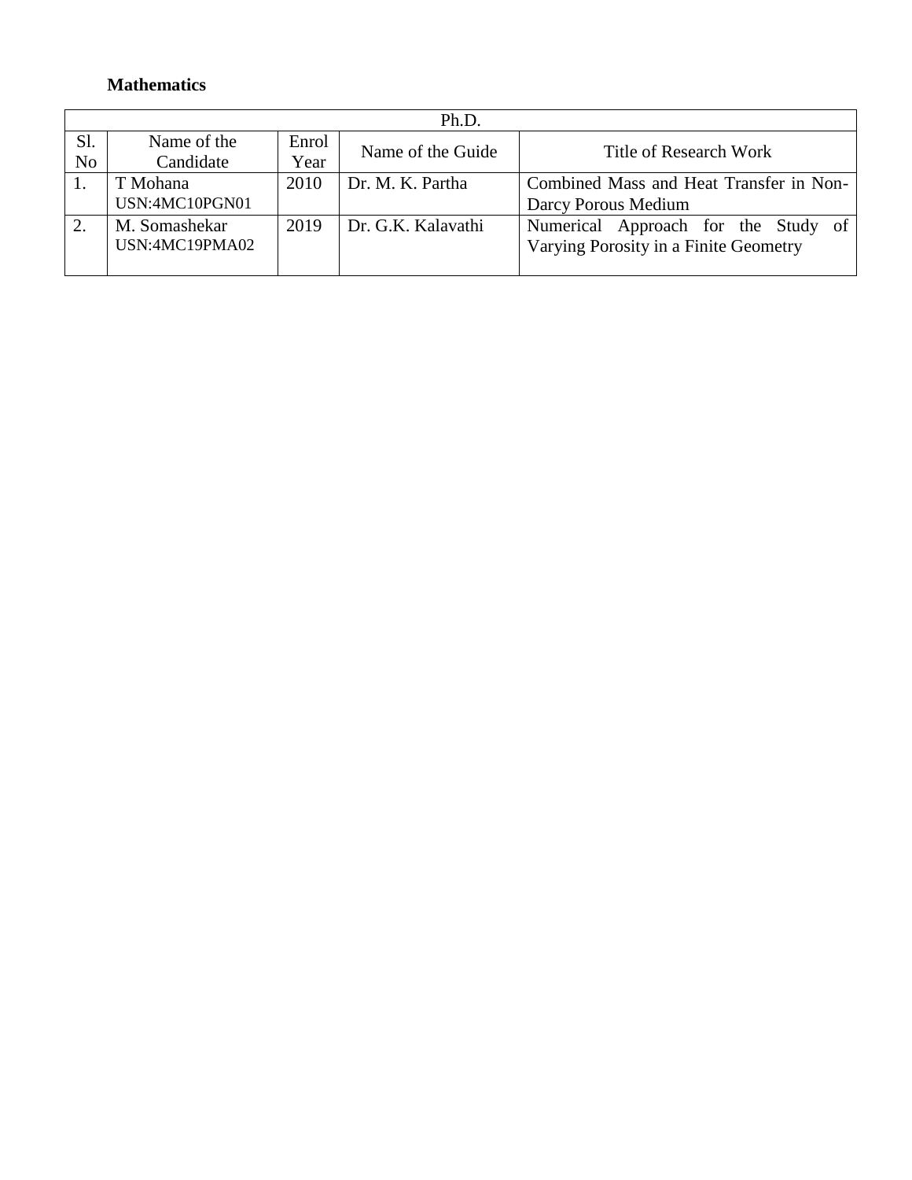**Mathematics**

| Ph.D. | | | | |
|---|---|---|---|---|
| Sl. No | Name of the Candidate | Enrol Year | Name of the Guide | Title of Research Work |
| 1. | T Mohana USN:4MC10PGN01 | 2010 | Dr. M. K. Partha | Combined Mass and Heat Transfer in Non-Darcy Porous Medium |
| 2. | M. Somashekar USN:4MC19PMA02 | 2019 | Dr. G.K. Kalavathi | Numerical Approach for the Study of Varying Porosity in a Finite Geometry |